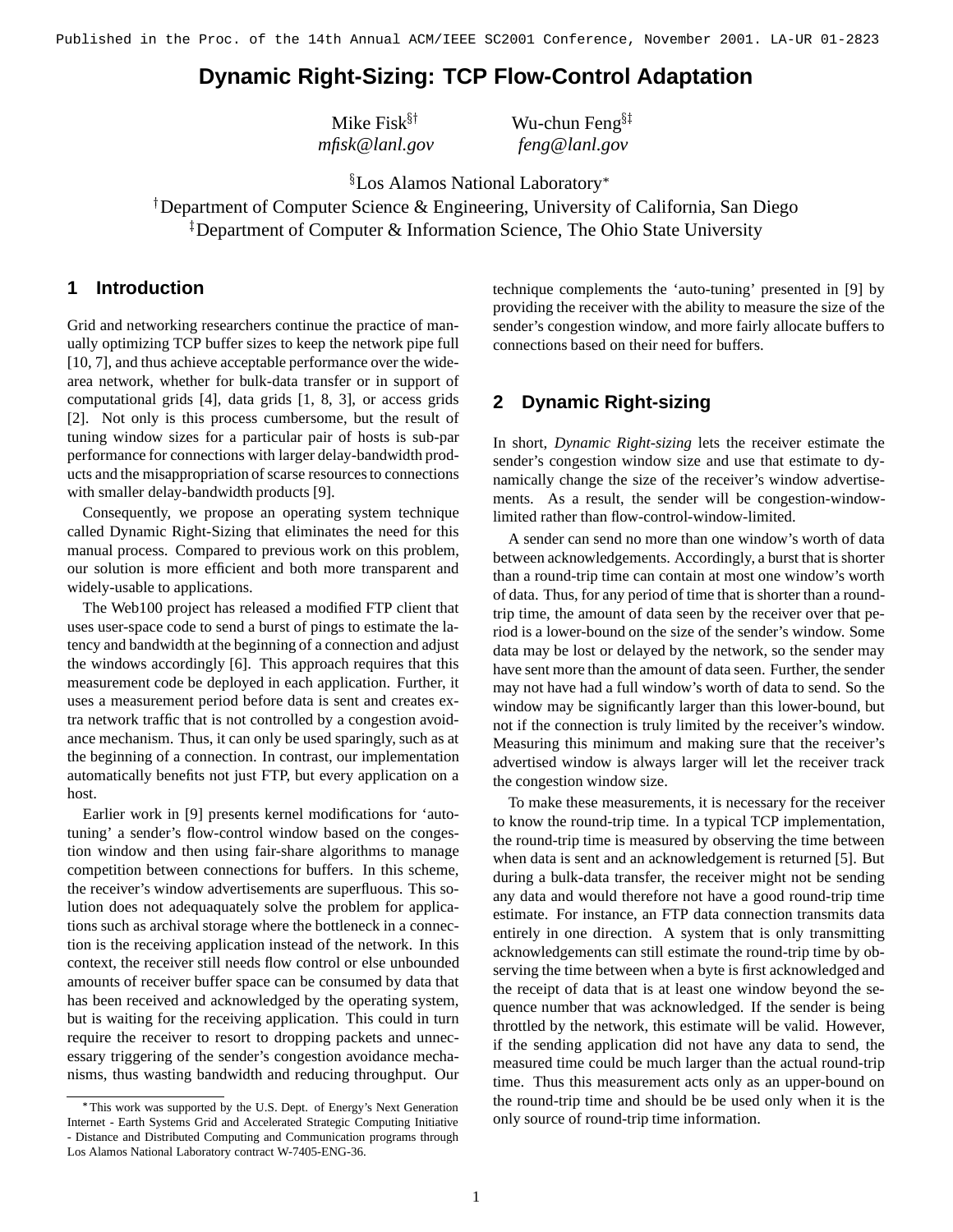Published in the Proc. of the 14th Annual ACM/IEEE SC2001 Conference, November 2001. LA-UR 01-2823

# Dynamic Right-Sizing: TCP Flow-Control Adaptation

Mike Fisk[§†] — *mfisk@lanl.gov*
Wu-chun Feng[§‡] — *feng@lanl.gov*

[§]Los Alamos National Laboratory[*]
[†]Department of Computer Science & Engineering, University of California, San Diego
[‡]Department of Computer & Information Science, The Ohio State University

## 1 Introduction

Grid and networking researchers continue the practice of manually optimizing TCP buffer sizes to keep the network pipe full [10, 7], and thus achieve acceptable performance over the wide-area network, whether for bulk-data transfer or in support of computational grids [4], data grids [1, 8, 3], or access grids [2]. Not only is this process cumbersome, but the result of tuning window sizes for a particular pair of hosts is sub-par performance for connections with larger delay-bandwidth products and the misappropriation of scarse resources to connections with smaller delay-bandwidth products [9].

Consequently, we propose an operating system technique called Dynamic Right-Sizing that eliminates the need for this manual process. Compared to previous work on this problem, our solution is more efficient and both more transparent and widely-usable to applications.

The Web100 project has released a modified FTP client that uses user-space code to send a burst of pings to estimate the latency and bandwidth at the beginning of a connection and adjust the windows accordingly [6]. This approach requires that this measurement code be deployed in each application. Further, it uses a measurement period before data is sent and creates extra network traffic that is not controlled by a congestion avoidance mechanism. Thus, it can only be used sparingly, such as at the beginning of a connection. In contrast, our implementation automatically benefits not just FTP, but every application on a host.

Earlier work in [9] presents kernel modifications for 'auto-tuning' a sender's flow-control window based on the congestion window and then using fair-share algorithms to manage competition between connections for buffers. In this scheme, the receiver's window advertisements are superfluous. This solution does not adequaquately solve the problem for applications such as archival storage where the bottleneck in a connection is the receiving application instead of the network. In this context, the receiver still needs flow control or else unbounded amounts of receiver buffer space can be consumed by data that has been received and acknowledged by the operating system, but is waiting for the receiving application. This could in turn require the receiver to resort to dropping packets and unnecessary triggering of the sender's congestion avoidance mechanisms, thus wasting bandwidth and reducing throughput. Our technique complements the 'auto-tuning' presented in [9] by providing the receiver with the ability to measure the size of the sender's congestion window, and more fairly allocate buffers to connections based on their need for buffers.

## 2 Dynamic Right-sizing

In short, *Dynamic Right-sizing* lets the receiver estimate the sender's congestion window size and use that estimate to dynamically change the size of the receiver's window advertisements. As a result, the sender will be congestion-window-limited rather than flow-control-window-limited.

A sender can send no more than one window's worth of data between acknowledgements. Accordingly, a burst that is shorter than a round-trip time can contain at most one window's worth of data. Thus, for any period of time that is shorter than a round-trip time, the amount of data seen by the receiver over that period is a lower-bound on the size of the sender's window. Some data may be lost or delayed by the network, so the sender may have sent more than the amount of data seen. Further, the sender may not have had a full window's worth of data to send. So the window may be significantly larger than this lower-bound, but not if the connection is truly limited by the receiver's window. Measuring this minimum and making sure that the receiver's advertised window is always larger will let the receiver track the congestion window size.

To make these measurements, it is necessary for the receiver to know the round-trip time. In a typical TCP implementation, the round-trip time is measured by observing the time between when data is sent and an acknowledgement is returned [5]. But during a bulk-data transfer, the receiver might not be sending any data and would therefore not have a good round-trip time estimate. For instance, an FTP data connection transmits data entirely in one direction. A system that is only transmitting acknowledgements can still estimate the round-trip time by observing the time between when a byte is first acknowledged and the receipt of data that is at least one window beyond the sequence number that was acknowledged. If the sender is being throttled by the network, this estimate will be valid. However, if the sending application did not have any data to send, the measured time could be much larger than the actual round-trip time. Thus this measurement acts only as an upper-bound on the round-trip time and should be be used only when it is the only source of round-trip time information.

[*]This work was supported by the U.S. Dept. of Energy's Next Generation Internet - Earth Systems Grid and Accelerated Strategic Computing Initiative - Distance and Distributed Computing and Communication programs through Los Alamos National Laboratory contract W-7405-ENG-36.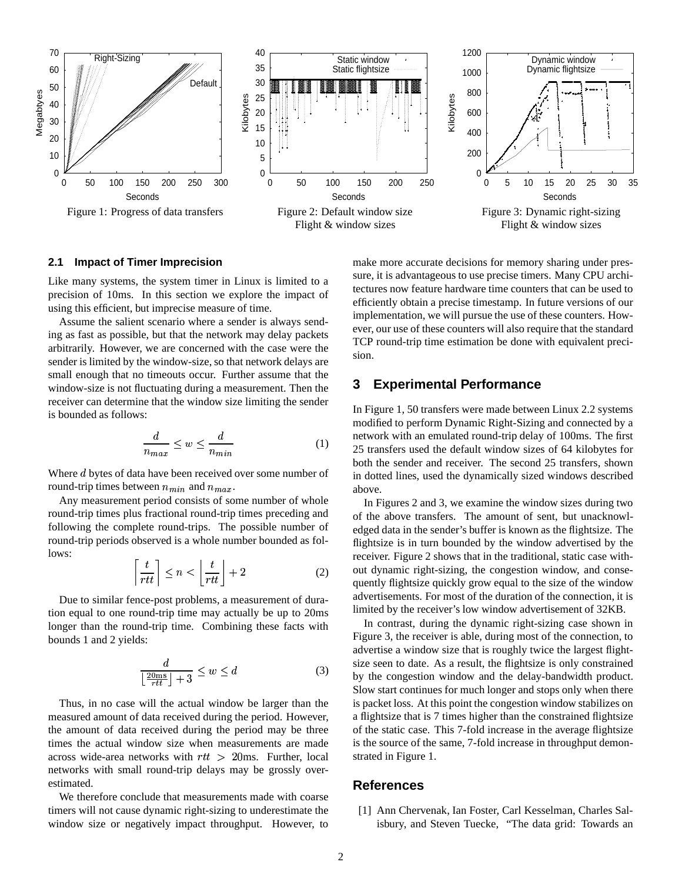Figure 1: Progress of data transfers

Figure 2: Default window size
Flight & window sizes

Figure 3: Dynamic right-sizing
Flight & window sizes

### 2.1 Impact of Timer Imprecision

Like many systems, the system timer in Linux is limited to a precision of 10ms. In this section we explore the impact of using this efficient, but imprecise measure of time.

Assume the salient scenario where a sender is always sending as fast as possible, but that the network may delay packets arbitrarily. However, we are concerned with the case were the sender is limited by the window-size, so that network delays are small enough that no timeouts occur. Further assume that the window-size is not fluctuating during a measurement. Then the receiver can determine that the window size limiting the sender is bounded as follows:

$$\frac{d}{n_{max}} \leq w \leq \frac{d}{n_{min}} \tag{1}$$

Where $d$ bytes of data have been received over some number of round-trip times between $n_{min}$ and $n_{max}$.

Any measurement period consists of some number of whole round-trip times plus fractional round-trip times preceding and following the complete round-trips. The possible number of round-trip periods observed is a whole number bounded as follows:

$$\left\lceil \frac{t}{rtt} \right\rceil \leq n < \left\lfloor \frac{t}{rtt} \right\rfloor + 2 \tag{2}$$

Due to similar fence-post problems, a measurement of duration equal to one round-trip time may actually be up to 20ms longer than the round-trip time. Combining these facts with bounds 1 and 2 yields:

$$\frac{d}{\left\lfloor \frac{20\text{ms}}{rtt} \right\rfloor + 3} \leq w \leq d \tag{3}$$

Thus, in no case will the actual window be larger than the measured amount of data received during the period. However, the amount of data received during the period may be three times the actual window size when measurements are made across wide-area networks with $rtt > 20$ms. Further, local networks with small round-trip delays may be grossly overestimated.

We therefore conclude that measurements made with coarse timers will not cause dynamic right-sizing to underestimate the window size or negatively impact throughput. However, to make more accurate decisions for memory sharing under pressure, it is advantageous to use precise timers. Many CPU architectures now feature hardware time counters that can be used to efficiently obtain a precise timestamp. In future versions of our implementation, we will pursue the use of these counters. However, our use of these counters will also require that the standard TCP round-trip time estimation be done with equivalent precision.

## 3 Experimental Performance

In Figure 1, 50 transfers were made between Linux 2.2 systems modified to perform Dynamic Right-Sizing and connected by a network with an emulated round-trip delay of 100ms. The first 25 transfers used the default window sizes of 64 kilobytes for both the sender and receiver. The second 25 transfers, shown in dotted lines, used the dynamically sized windows described above.

In Figures 2 and 3, we examine the window sizes during two of the above transfers. The amount of sent, but unacknowledged data in the sender's buffer is known as the flightsize. The flightsize is in turn bounded by the window advertised by the receiver. Figure 2 shows that in the traditional, static case without dynamic right-sizing, the congestion window, and consequently flightsize quickly grow equal to the size of the window advertisements. For most of the duration of the connection, it is limited by the receiver's low window advertisement of 32KB.

In contrast, during the dynamic right-sizing case shown in Figure 3, the receiver is able, during most of the connection, to advertise a window size that is roughly twice the largest flightsize seen to date. As a result, the flightsize is only constrained by the congestion window and the delay-bandwidth product. Slow start continues for much longer and stops only when there is packet loss. At this point the congestion window stabilizes on a flightsize that is 7 times higher than the constrained flightsize of the static case. This 7-fold increase in the average flightsize is the source of the same, 7-fold increase in throughput demonstrated in Figure 1.

## References

[1] Ann Chervenak, Ian Foster, Carl Kesselman, Charles Salisbury, and Steven Tuecke, "The data grid: Towards an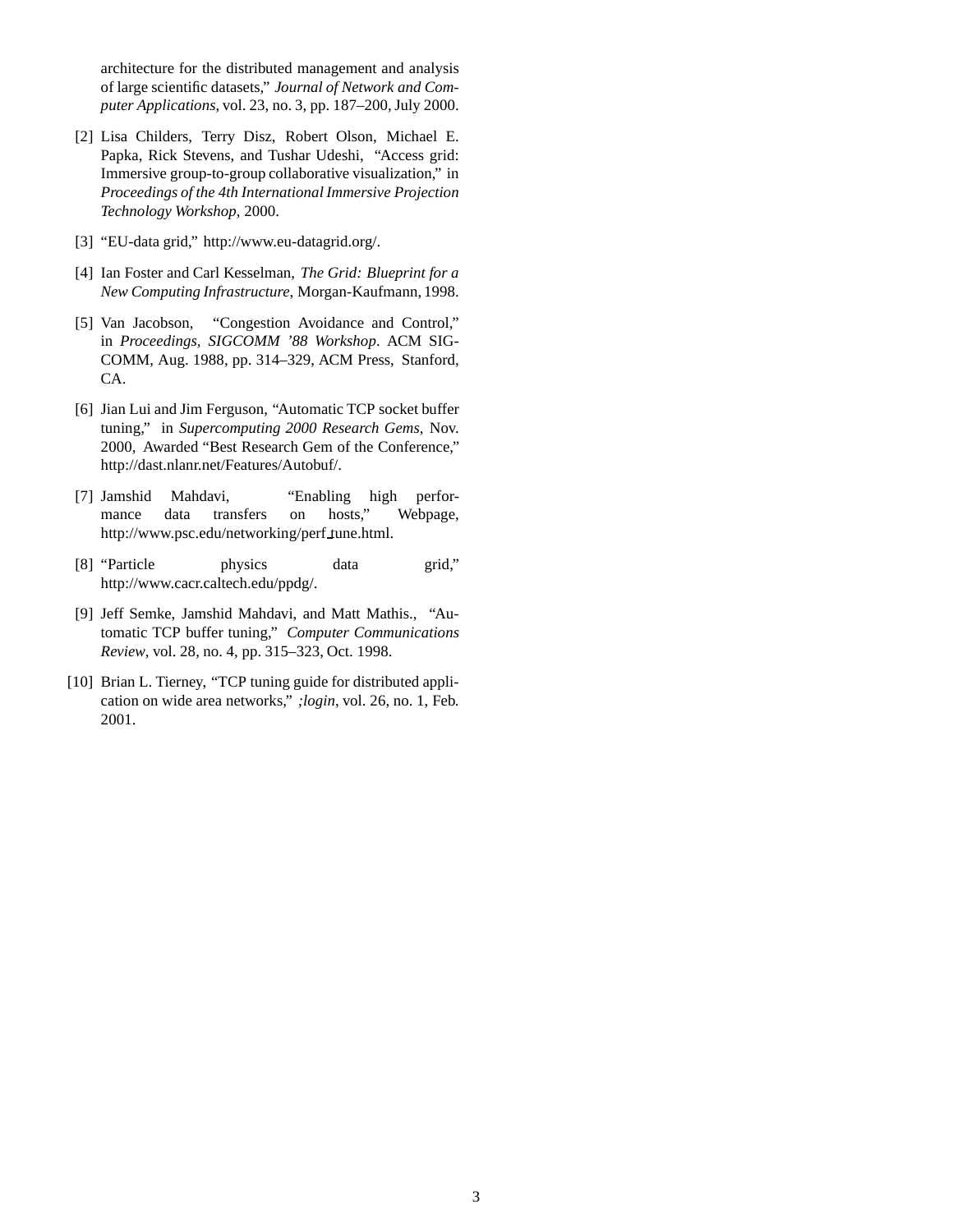architecture for the distributed management and analysis of large scientific datasets," *Journal of Network and Computer Applications*, vol. 23, no. 3, pp. 187–200, July 2000.

[2] Lisa Childers, Terry Disz, Robert Olson, Michael E. Papka, Rick Stevens, and Tushar Udeshi, "Access grid: Immersive group-to-group collaborative visualization," in *Proceedings of the 4th International Immersive Projection Technology Workshop*, 2000.

[3] "EU-data grid," http://www.eu-datagrid.org/.

[4] Ian Foster and Carl Kesselman, *The Grid: Blueprint for a New Computing Infrastructure*, Morgan-Kaufmann, 1998.

[5] Van Jacobson, "Congestion Avoidance and Control," in *Proceedings, SIGCOMM '88 Workshop*. ACM SIGCOMM, Aug. 1988, pp. 314–329, ACM Press, Stanford, CA.

[6] Jian Lui and Jim Ferguson, "Automatic TCP socket buffer tuning," in *Supercomputing 2000 Research Gems*, Nov. 2000, Awarded "Best Research Gem of the Conference," http://dast.nlanr.net/Features/Autobuf/.

[7] Jamshid Mahdavi, "Enabling high performance data transfers on hosts," Webpage, http://www.psc.edu/networking/perf_tune.html.

[8] "Particle physics data grid," http://www.cacr.caltech.edu/ppdg/.

[9] Jeff Semke, Jamshid Mahdavi, and Matt Mathis., "Automatic TCP buffer tuning," *Computer Communications Review*, vol. 28, no. 4, pp. 315–323, Oct. 1998.

[10] Brian L. Tierney, "TCP tuning guide for distributed application on wide area networks," *;login*, vol. 26, no. 1, Feb. 2001.